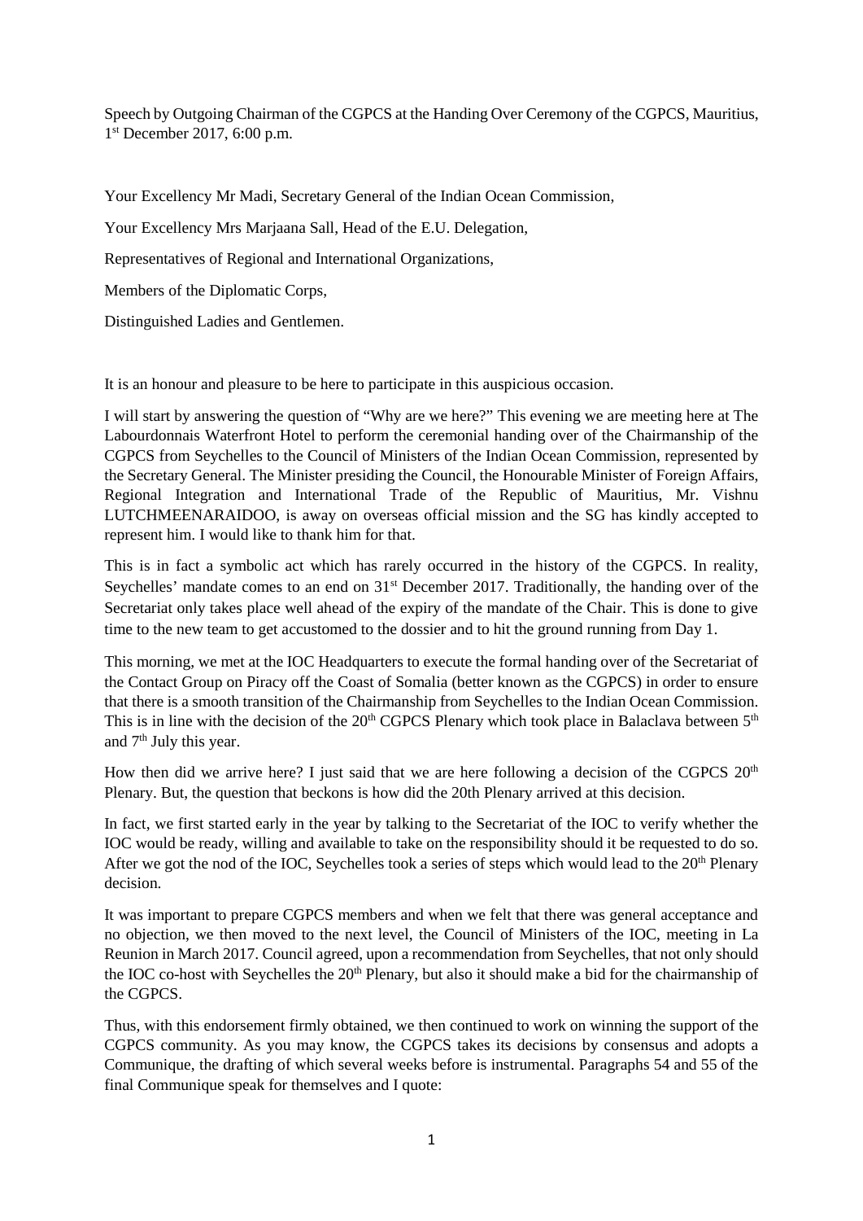Speech by Outgoing Chairman of the CGPCS at the Handing Over Ceremony of the CGPCS, Mauritius, 1st December 2017, 6:00 p.m.

Your Excellency Mr Madi, Secretary General of the Indian Ocean Commission,

Your Excellency Mrs Marjaana Sall, Head of the E.U. Delegation,

Representatives of Regional and International Organizations,

Members of the Diplomatic Corps,

Distinguished Ladies and Gentlemen.

It is an honour and pleasure to be here to participate in this auspicious occasion.

I will start by answering the question of "Why are we here?" This evening we are meeting here at The Labourdonnais Waterfront Hotel to perform the ceremonial handing over of the Chairmanship of the CGPCS from Seychelles to the Council of Ministers of the Indian Ocean Commission, represented by the Secretary General. The Minister presiding the Council, the Honourable Minister of Foreign Affairs, Regional Integration and International Trade of the Republic of Mauritius, Mr. Vishnu LUTCHMEENARAIDOO, is away on overseas official mission and the SG has kindly accepted to represent him. I would like to thank him for that.

This is in fact a symbolic act which has rarely occurred in the history of the CGPCS. In reality, Seychelles' mandate comes to an end on 31st December 2017. Traditionally, the handing over of the Secretariat only takes place well ahead of the expiry of the mandate of the Chair. This is done to give time to the new team to get accustomed to the dossier and to hit the ground running from Day 1.

This morning, we met at the IOC Headquarters to execute the formal handing over of the Secretariat of the Contact Group on Piracy off the Coast of Somalia (better known as the CGPCS) in order to ensure that there is a smooth transition of the Chairmanship from Seychelles to the Indian Ocean Commission. This is in line with the decision of the 20th CGPCS Plenary which took place in Balaclava between 5th and 7th July this year.

How then did we arrive here? I just said that we are here following a decision of the CGPCS 20th Plenary. But, the question that beckons is how did the 20th Plenary arrived at this decision.

In fact, we first started early in the year by talking to the Secretariat of the IOC to verify whether the IOC would be ready, willing and available to take on the responsibility should it be requested to do so. After we got the nod of the IOC, Seychelles took a series of steps which would lead to the 20th Plenary decision.

It was important to prepare CGPCS members and when we felt that there was general acceptance and no objection, we then moved to the next level, the Council of Ministers of the IOC, meeting in La Reunion in March 2017. Council agreed, upon a recommendation from Seychelles, that not only should the IOC co-host with Seychelles the 20th Plenary, but also it should make a bid for the chairmanship of the CGPCS.

Thus, with this endorsement firmly obtained, we then continued to work on winning the support of the CGPCS community. As you may know, the CGPCS takes its decisions by consensus and adopts a Communique, the drafting of which several weeks before is instrumental. Paragraphs 54 and 55 of the final Communique speak for themselves and I quote: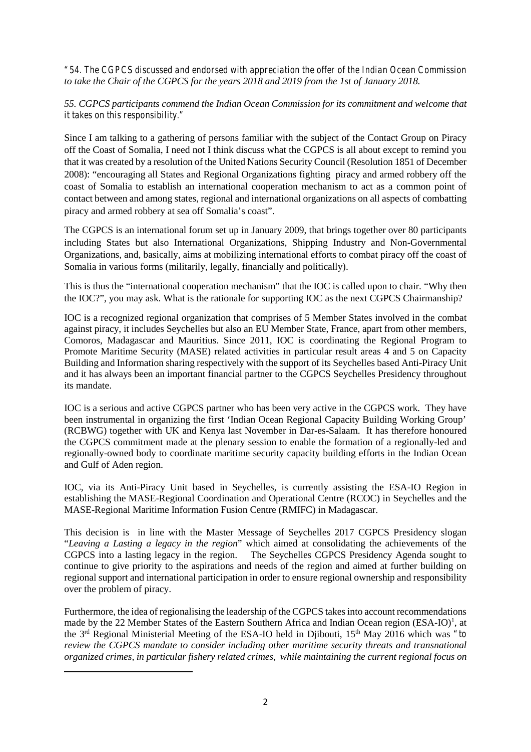*"54. The CGPCS discussed and endorsed with appreciation the offer of the Indian Ocean Commission to take the Chair of the CGPCS for the years 2018 and 2019 from the 1st of January 2018.*

*55. CGPCS participants commend the Indian Ocean Commission for its commitment and welcome that it takes on this responsibility."*

Since I am talking to a gathering of persons familiar with the subject of the Contact Group on Piracy off the Coast of Somalia, I need not I think discuss what the CGPCS is all about except to remind you that it was created by a resolution of the United Nations Security Council (Resolution 1851 of December 2008): "encouraging all States and Regional Organizations fighting piracy and armed robbery off the coast of Somalia to establish an international cooperation mechanism to act as a common point of contact between and among states, regional and international organizations on all aspects of combatting piracy and armed robbery at sea off Somalia's coast".

The CGPCS is an international forum set up in January 2009, that brings together over 80 participants including States but also International Organizations, Shipping Industry and Non-Governmental Organizations, and, basically, aims at mobilizing international efforts to combat piracy off the coast of Somalia in various forms (militarily, legally, financially and politically).

This is thus the "international cooperation mechanism" that the IOC is called upon to chair. "Why then the IOC?", you may ask. What is the rationale for supporting IOC as the next CGPCS Chairmanship?

IOC is a recognized regional organization that comprises of 5 Member States involved in the combat against piracy, it includes Seychelles but also an EU Member State, France, apart from other members, Comoros, Madagascar and Mauritius. Since 2011, IOC is coordinating the Regional Program to Promote Maritime Security (MASE) related activities in particular result areas 4 and 5 on Capacity Building and Information sharing respectively with the support of its Seychelles based Anti-Piracy Unit and it has always been an important financial partner to the CGPCS Seychelles Presidency throughout its mandate.

IOC is a serious and active CGPCS partner who has been very active in the CGPCS work. They have been instrumental in organizing the first 'Indian Ocean Regional Capacity Building Working Group' (RCBWG) together with UK and Kenya last November in Dar-es-Salaam. It has therefore honoured the CGPCS commitment made at the plenary session to enable the formation of a regionally-led and regionally-owned body to coordinate maritime security capacity building efforts in the Indian Ocean and Gulf of Aden region.

IOC, via its Anti-Piracy Unit based in Seychelles, is currently assisting the ESA-IO Region in establishing the MASE-Regional Coordination and Operational Centre (RCOC) in Seychelles and the MASE-Regional Maritime Information Fusion Centre (RMIFC) in Madagascar.

This decision is in line with the Master Message of Seychelles 2017 CGPCS Presidency slogan "*Leaving a Lasting a legacy in the region*" which aimed at consolidating the achievements of the CGPCS into a lasting legacy in the region. The Seychelles CGPCS Presidency Agenda sought to continue to give priority to the aspirations and needs of the region and aimed at further building on regional support and international participation in order to ensure regional ownership and responsibility over the problem of piracy.

Furthermore, the idea of regionalising the leadership of the CGPCS takes into account recommendations made by the 22 Member States of the Eastern Southern Africa and Indian Ocean region (ESA-IO)[1], at the 3rd Regional Ministerial Meeting of the ESA-IO held in Djibouti, 15th May 2016 which was *"to review the CGPCS mandate to consider including other maritime security threats and transnational organized crimes, in particular fishery related crimes, while maintaining the current regional focus on*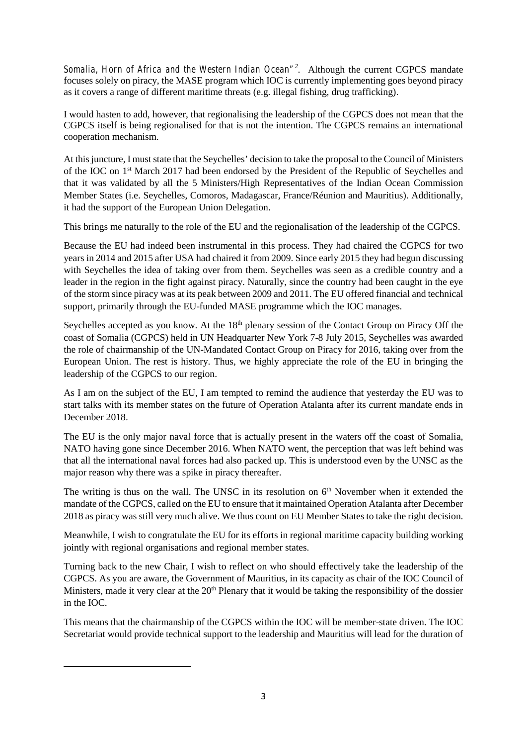*Somalia, Horn of Africa and the Western Indian Ocean"*[2]. Although the current CGPCS mandate focuses solely on piracy, the MASE program which IOC is currently implementing goes beyond piracy as it covers a range of different maritime threats (e.g. illegal fishing, drug trafficking).

I would hasten to add, however, that regionalising the leadership of the CGPCS does not mean that the CGPCS itself is being regionalised for that is not the intention. The CGPCS remains an international cooperation mechanism.

At this juncture, I must state that the Seychelles' decision to take the proposal to the Council of Ministers of the IOC on 1st March 2017 had been endorsed by the President of the Republic of Seychelles and that it was validated by all the 5 Ministers/High Representatives of the Indian Ocean Commission Member States (i.e. Seychelles, Comoros, Madagascar, France/Réunion and Mauritius). Additionally, it had the support of the European Union Delegation.

This brings me naturally to the role of the EU and the regionalisation of the leadership of the CGPCS.

Because the EU had indeed been instrumental in this process. They had chaired the CGPCS for two years in 2014 and 2015 after USA had chaired it from 2009. Since early 2015 they had begun discussing with Seychelles the idea of taking over from them. Seychelles was seen as a credible country and a leader in the region in the fight against piracy. Naturally, since the country had been caught in the eye of the storm since piracy was at its peak between 2009 and 2011. The EU offered financial and technical support, primarily through the EU-funded MASE programme which the IOC manages.

Seychelles accepted as you know. At the 18th plenary session of the Contact Group on Piracy Off the coast of Somalia (CGPCS) held in UN Headquarter New York 7-8 July 2015, Seychelles was awarded the role of chairmanship of the UN-Mandated Contact Group on Piracy for 2016, taking over from the European Union. The rest is history. Thus, we highly appreciate the role of the EU in bringing the leadership of the CGPCS to our region.

As I am on the subject of the EU, I am tempted to remind the audience that yesterday the EU was to start talks with its member states on the future of Operation Atalanta after its current mandate ends in December 2018.

The EU is the only major naval force that is actually present in the waters off the coast of Somalia, NATO having gone since December 2016. When NATO went, the perception that was left behind was that all the international naval forces had also packed up. This is understood even by the UNSC as the major reason why there was a spike in piracy thereafter.

The writing is thus on the wall. The UNSC in its resolution on 6th November when it extended the mandate of the CGPCS, called on the EU to ensure that it maintained Operation Atalanta after December 2018 as piracy was still very much alive. We thus count on EU Member States to take the right decision.

Meanwhile, I wish to congratulate the EU for its efforts in regional maritime capacity building working jointly with regional organisations and regional member states.

Turning back to the new Chair, I wish to reflect on who should effectively take the leadership of the CGPCS. As you are aware, the Government of Mauritius, in its capacity as chair of the IOC Council of Ministers, made it very clear at the 20th Plenary that it would be taking the responsibility of the dossier in the IOC.

This means that the chairmanship of the CGPCS within the IOC will be member-state driven. The IOC Secretariat would provide technical support to the leadership and Mauritius will lead for the duration of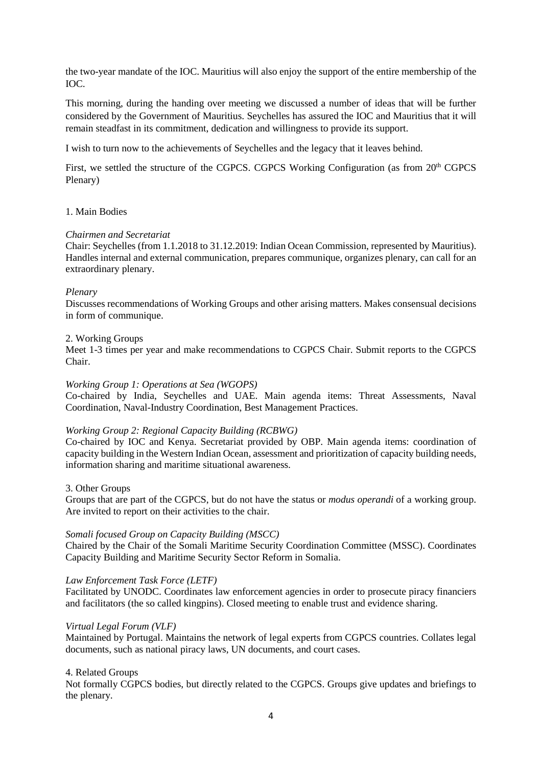the two-year mandate of the IOC. Mauritius will also enjoy the support of the entire membership of the IOC.

This morning, during the handing over meeting we discussed a number of ideas that will be further considered by the Government of Mauritius. Seychelles has assured the IOC and Mauritius that it will remain steadfast in its commitment, dedication and willingness to provide its support.

I wish to turn now to the achievements of Seychelles and the legacy that it leaves behind.

First, we settled the structure of the CGPCS. CGPCS Working Configuration (as from 20th CGPCS Plenary)

1. Main Bodies

*Chairmen and Secretariat*
Chair: Seychelles (from 1.1.2018 to 31.12.2019: Indian Ocean Commission, represented by Mauritius). Handles internal and external communication, prepares communique, organizes plenary, can call for an extraordinary plenary.

*Plenary*
Discusses recommendations of Working Groups and other arising matters. Makes consensual decisions in form of communique.

2. Working Groups
Meet 1-3 times per year and make recommendations to CGPCS Chair. Submit reports to the CGPCS Chair.

*Working Group 1: Operations at Sea (WGOPS)*
Co-chaired by India, Seychelles and UAE. Main agenda items: Threat Assessments, Naval Coordination, Naval-Industry Coordination, Best Management Practices.

*Working Group 2: Regional Capacity Building (RCBWG)*
Co-chaired by IOC and Kenya. Secretariat provided by OBP. Main agenda items: coordination of capacity building in the Western Indian Ocean, assessment and prioritization of capacity building needs, information sharing and maritime situational awareness.

3. Other Groups
Groups that are part of the CGPCS, but do not have the status or *modus operandi* of a working group. Are invited to report on their activities to the chair.

*Somali focused Group on Capacity Building (MSCC)*
Chaired by the Chair of the Somali Maritime Security Coordination Committee (MSSC). Coordinates Capacity Building and Maritime Security Sector Reform in Somalia.

*Law Enforcement Task Force (LETF)*
Facilitated by UNODC. Coordinates law enforcement agencies in order to prosecute piracy financiers and facilitators (the so called kingpins). Closed meeting to enable trust and evidence sharing.

*Virtual Legal Forum (VLF)*
Maintained by Portugal. Maintains the network of legal experts from CGPCS countries. Collates legal documents, such as national piracy laws, UN documents, and court cases.

4. Related Groups
Not formally CGPCS bodies, but directly related to the CGPCS. Groups give updates and briefings to the plenary.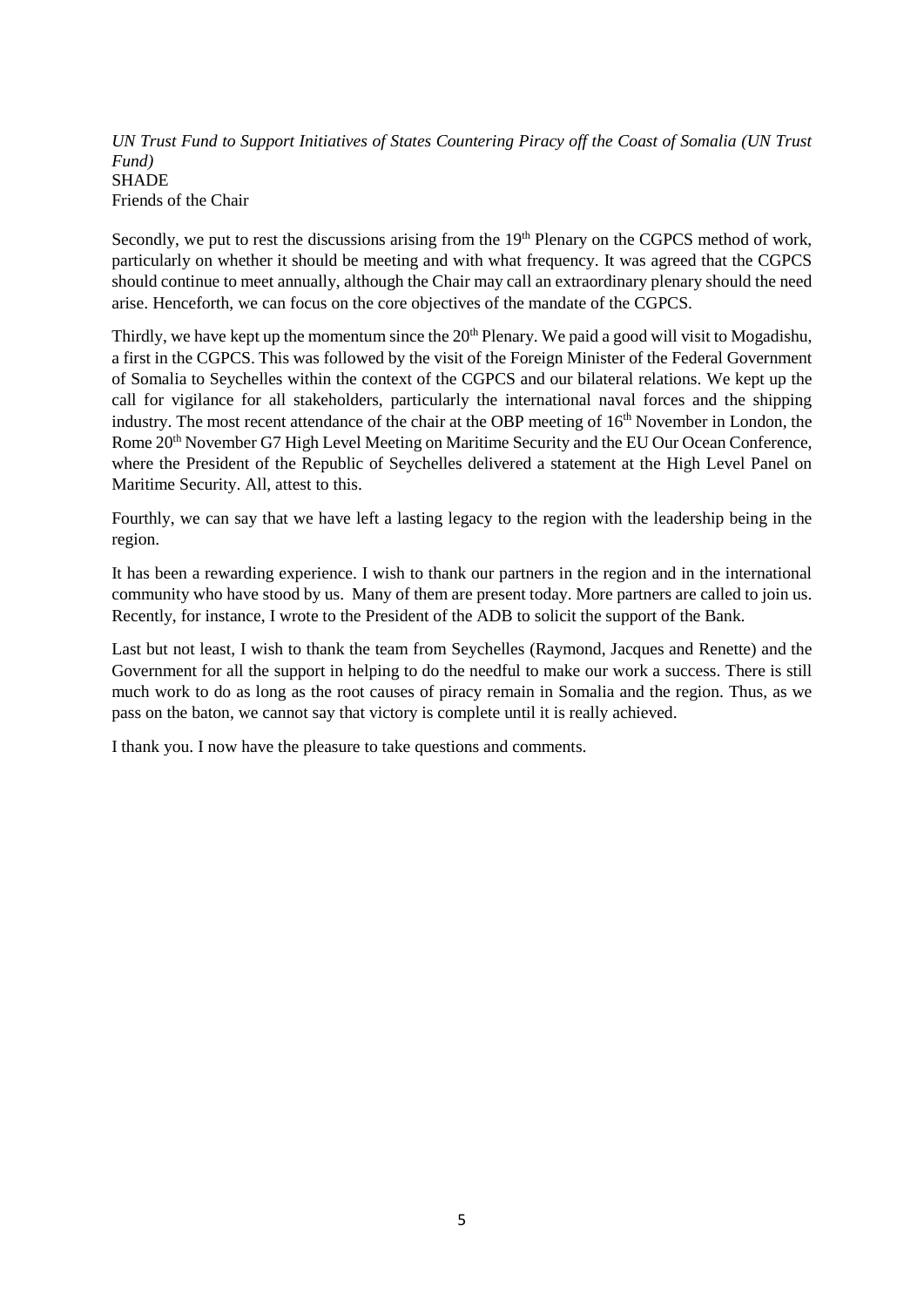*UN Trust Fund to Support Initiatives of States Countering Piracy off the Coast of Somalia (UN Trust Fund)*
SHADE
Friends of the Chair

Secondly, we put to rest the discussions arising from the 19th Plenary on the CGPCS method of work, particularly on whether it should be meeting and with what frequency. It was agreed that the CGPCS should continue to meet annually, although the Chair may call an extraordinary plenary should the need arise. Henceforth, we can focus on the core objectives of the mandate of the CGPCS.

Thirdly, we have kept up the momentum since the 20th Plenary. We paid a good will visit to Mogadishu, a first in the CGPCS. This was followed by the visit of the Foreign Minister of the Federal Government of Somalia to Seychelles within the context of the CGPCS and our bilateral relations. We kept up the call for vigilance for all stakeholders, particularly the international naval forces and the shipping industry. The most recent attendance of the chair at the OBP meeting of 16th November in London, the Rome 20th November G7 High Level Meeting on Maritime Security and the EU Our Ocean Conference, where the President of the Republic of Seychelles delivered a statement at the High Level Panel on Maritime Security. All, attest to this.

Fourthly, we can say that we have left a lasting legacy to the region with the leadership being in the region.

It has been a rewarding experience. I wish to thank our partners in the region and in the international community who have stood by us. Many of them are present today. More partners are called to join us. Recently, for instance, I wrote to the President of the ADB to solicit the support of the Bank.

Last but not least, I wish to thank the team from Seychelles (Raymond, Jacques and Renette) and the Government for all the support in helping to do the needful to make our work a success. There is still much work to do as long as the root causes of piracy remain in Somalia and the region. Thus, as we pass on the baton, we cannot say that victory is complete until it is really achieved.

I thank you. I now have the pleasure to take questions and comments.